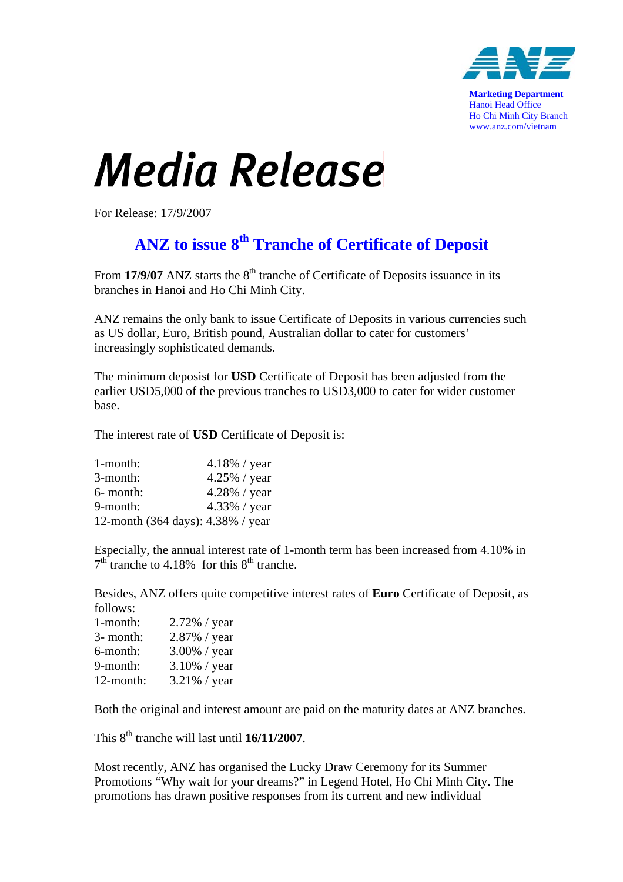**Marketing Department**
Hanoi Head Office
Ho Chi Minh City Branch
www.anz.com/vietnam

# *Media Release*

For Release: 17/9/2007

## ANZ to issue 8th Tranche of Certificate of Deposit

From **17/9/07** ANZ starts the 8th tranche of Certificate of Deposits issuance in its branches in Hanoi and Ho Chi Minh City.

ANZ remains the only bank to issue Certificate of Deposits in various currencies such as US dollar, Euro, British pound, Australian dollar to cater for customers' increasingly sophisticated demands.

The minimum deposit for **USD** Certificate of Deposit has been adjusted from the earlier USD5,000 of the previous tranches to USD3,000 to cater for wider customer base.

The interest rate of **USD** Certificate of Deposit is:

1-month: 4.18% / year
3-month: 4.25% / year
6- month: 4.28% / year
9-month: 4.33% / year
12-month (364 days): 4.38% / year

Especially, the annual interest rate of 1-month term has been increased from 4.10% in 7th tranche to 4.18% for this 8th tranche.

Besides, ANZ offers quite competitive interest rates of **Euro** Certificate of Deposit, as follows:
1-month: 2.72% / year
3- month: 2.87% / year
6-month: 3.00% / year
9-month: 3.10% / year
12-month: 3.21% / year

Both the original and interest amount are paid on the maturity dates at ANZ branches.

This 8th tranche will last until **16/11/2007**.

Most recently, ANZ has organised the Lucky Draw Ceremony for its Summer Promotions "Why wait for your dreams?" in Legend Hotel, Ho Chi Minh City. The promotions has drawn positive responses from its current and new individual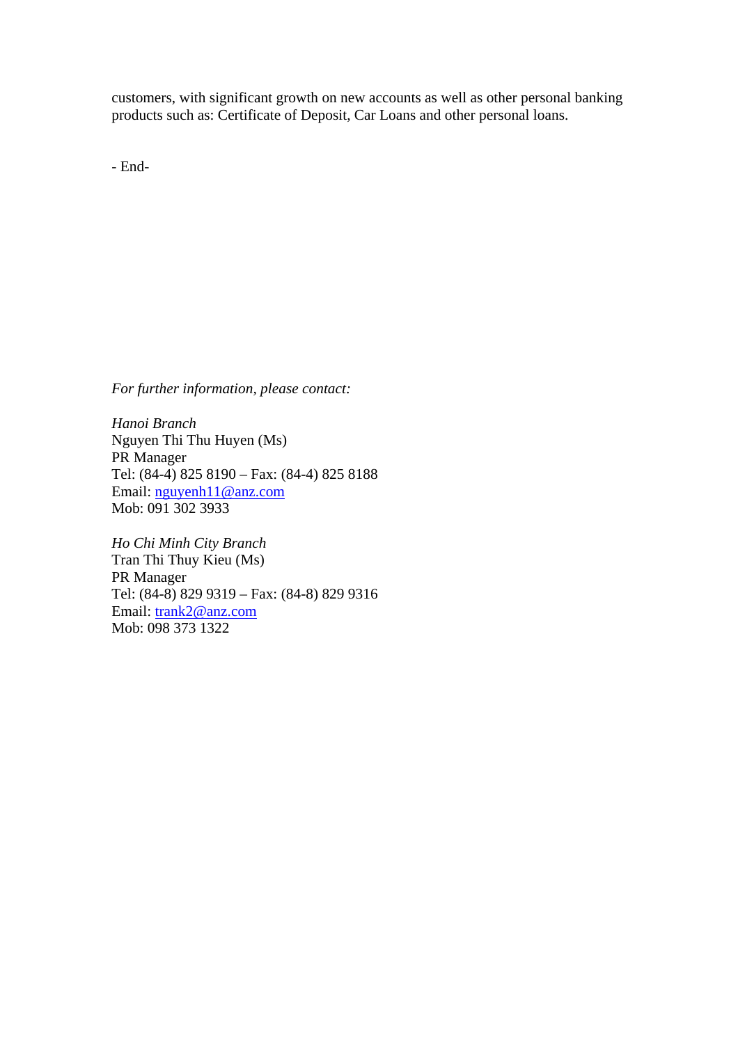customers, with significant growth on new accounts as well as other personal banking products such as: Certificate of Deposit, Car Loans and other personal loans.

- End-

*For further information, please contact:*

*Hanoi Branch*
Nguyen Thi Thu Huyen (Ms)
PR Manager
Tel: (84-4) 825 8190 – Fax: (84-4) 825 8188
Email: nguyenh11@anz.com
Mob: 091 302 3933

*Ho Chi Minh City Branch*
Tran Thi Thuy Kieu (Ms)
PR Manager
Tel: (84-8) 829 9319 – Fax: (84-8) 829 9316
Email: trank2@anz.com
Mob: 098 373 1322